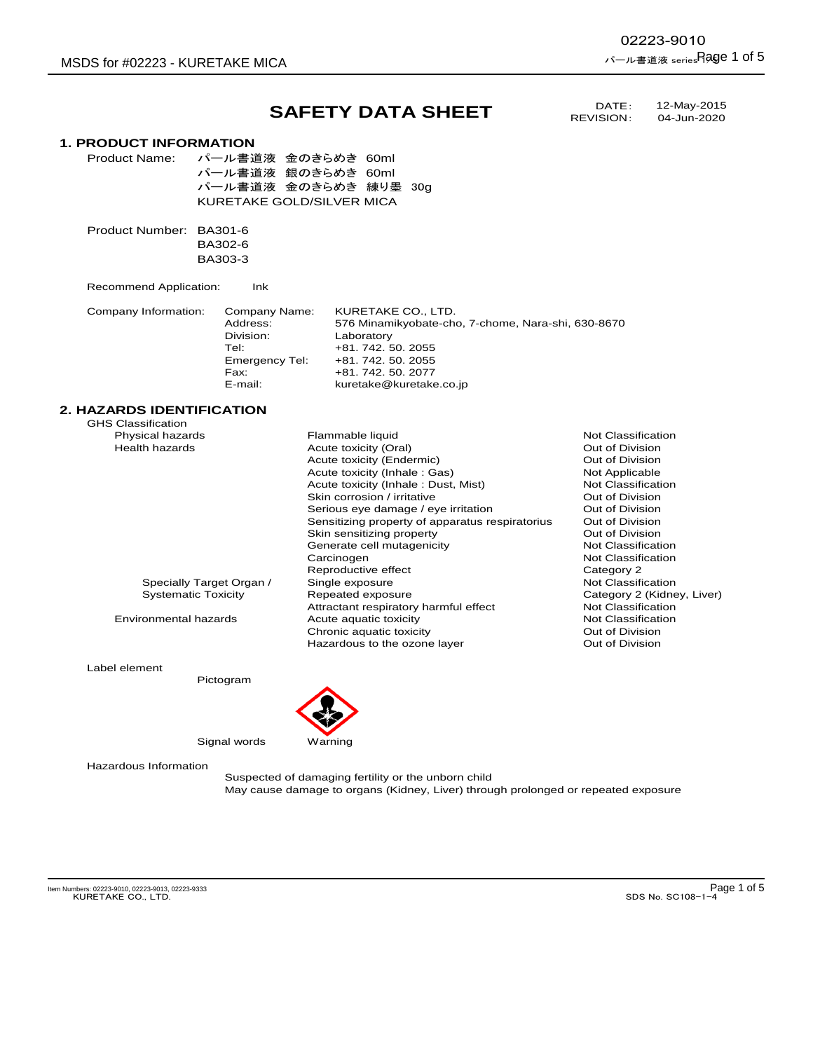# SAFETY DATA SHEET

DATE: 12-May-2015
REVISION: 04-Jun-2020

## 1. PRODUCT INFORMATION

Product Name: パール書道液 金のきらめき 60ml
パール書道液 銀のきらめき 60ml
パール書道液 金のきらめき 練り墨 30g
KURETAKE GOLD/SILVER MICA

Product Number: BA301-6
BA302-6
BA303-3

Recommend Application: Ink

| | | |
|---|---|---|
| Company Information: | Company Name: | KURETAKE CO., LTD. |
| | Address: | 576 Minamikyobate-cho, 7-chome, Nara-shi, 630-8670 |
| | Division: | Laboratory |
| | Tel: | +81. 742. 50. 2055 |
| | Emergency Tel: | +81. 742. 50. 2055 |
| | Fax: | +81. 742. 50. 2077 |
| | E-mail: | kuretake@kuretake.co.jp |

## 2. HAZARDS IDENTIFICATION

GHS Classification

| | | |
|---|---|---|
| Physical hazards | Flammable liquid | Not Classification |
| Health hazards | Acute toxicity (Oral) | Out of Division |
| | Acute toxicity (Endermic) | Out of Division |
| | Acute toxicity (Inhale : Gas) | Not Applicable |
| | Acute toxicity (Inhale : Dust, Mist) | Not Classification |
| | Skin corrosion / irritative | Out of Division |
| | Serious eye damage / eye irritation | Out of Division |
| | Sensitizing property of apparatus respiratorius | Out of Division |
| | Skin sensitizing property | Out of Division |
| | Generate cell mutagenicity | Not Classification |
| | Carcinogen | Not Classification |
| | Reproductive effect | Category 2 |
| Specially Target Organ / Systematic Toxicity | Single exposure | Not Classification |
| | Repeated exposure | Category 2 (Kidney, Liver) |
| | Attractant respiratory harmful effect | Not Classification |
| Environmental hazards | Acute aquatic toxicity | Not Classification |
| | Chronic aquatic toxicity | Out of Division |
| | Hazardous to the ozone layer | Out of Division |

Label element

Pictogram

Signal words Warning

Hazardous Information

Suspected of damaging fertility or the unborn child
May cause damage to organs (Kidney, Liver) through prolonged or repeated exposure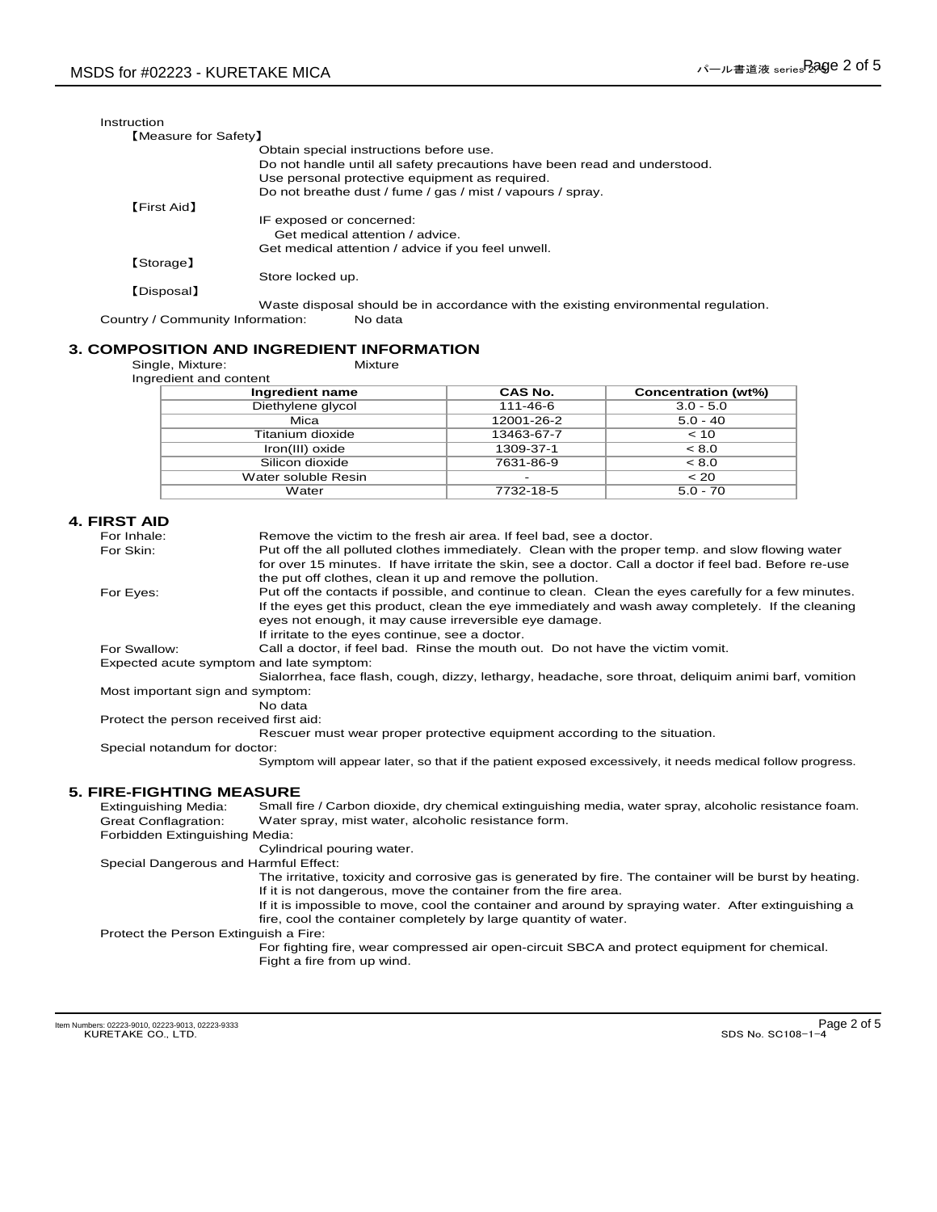Instruction

【Measure for Safety】

Obtain special instructions before use.
Do not handle until all safety precautions have been read and understood.
Use personal protective equipment as required.
Do not breathe dust / fume / gas / mist / vapours / spray.

【First Aid】

IF exposed or concerned:
Get medical attention / advice.
Get medical attention / advice if you feel unwell.

【Storage】

Store locked up.

【Disposal】

Waste disposal should be in accordance with the existing environmental regulation.

Country / Community Information: No data

## 3. COMPOSITION AND INGREDIENT INFORMATION

Single, Mixture: Mixture

Ingredient and content

| Ingredient name | CAS No. | Concentration (wt%) |
|---|---|---|
| Diethylene glycol | 111-46-6 | 3.0 - 5.0 |
| Mica | 12001-26-2 | 5.0 - 40 |
| Titanium dioxide | 13463-67-7 | < 10 |
| Iron(III) oxide | 1309-37-1 | < 8.0 |
| Silicon dioxide | 7631-86-9 | < 8.0 |
| Water soluble Resin | - | < 20 |
| Water | 7732-18-5 | 5.0 - 70 |

## 4. FIRST AID

For Inhale: Remove the victim to the fresh air area. If feel bad, see a doctor.

For Skin: Put off the all polluted clothes immediately. Clean with the proper temp. and slow flowing water for over 15 minutes. If have irritate the skin, see a doctor. Call a doctor if feel bad. Before re-use the put off clothes, clean it up and remove the pollution.

For Eyes: Put off the contacts if possible, and continue to clean. Clean the eyes carefully for a few minutes. If the eyes get this product, clean the eye immediately and wash away completely. If the cleaning eyes not enough, it may cause irreversible eye damage.
If irritate to the eyes continue, see a doctor.

For Swallow: Call a doctor, if feel bad. Rinse the mouth out. Do not have the victim vomit.

Expected acute symptom and late symptom:

Sialorrhea, face flash, cough, dizzy, lethargy, headache, sore throat, deliquim animi barf, vomition

Most important sign and symptom:

No data

Protect the person received first aid:

Rescuer must wear proper protective equipment according to the situation.

Special notandum for doctor:

Symptom will appear later, so that if the patient exposed excessively, it needs medical follow progress.

## 5. FIRE-FIGHTING MEASURE

Extinguishing Media: Small fire / Carbon dioxide, dry chemical extinguishing media, water spray, alcoholic resistance foam.

Great Conflagration: Water spray, mist water, alcoholic resistance form.

Forbidden Extinguishing Media:

Cylindrical pouring water.

Special Dangerous and Harmful Effect:

The irritative, toxicity and corrosive gas is generated by fire. The container will be burst by heating.
If it is not dangerous, move the container from the fire area.
If it is impossible to move, cool the container and around by spraying water. After extinguishing a fire, cool the container completely by large quantity of water.

Protect the Person Extinguish a Fire:

For fighting fire, wear compressed air open-circuit SBCA and protect equipment for chemical.
Fight a fire from up wind.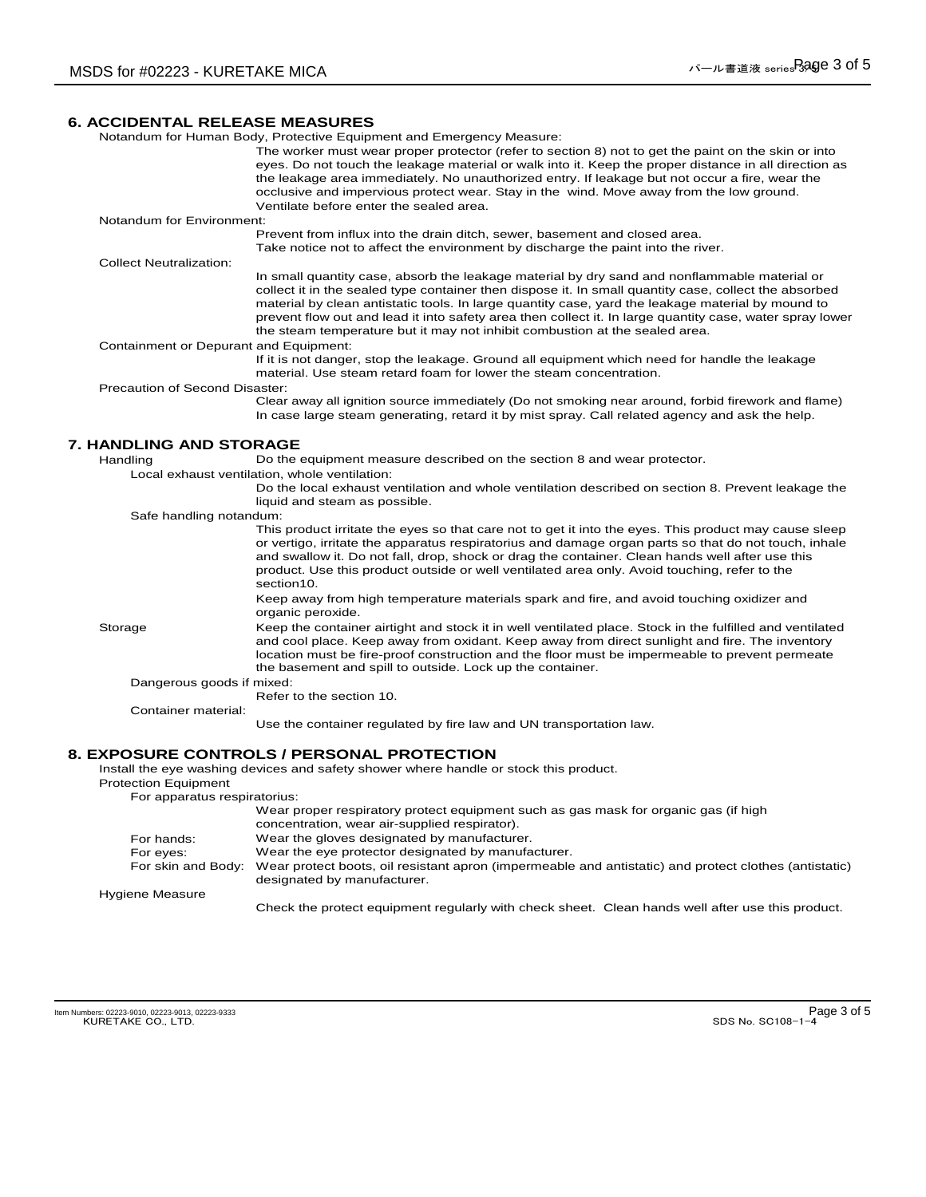## 6. ACCIDENTAL RELEASE MEASURES

Notandum for Human Body, Protective Equipment and Emergency Measure:

The worker must wear proper protector (refer to section 8) not to get the paint on the skin or into eyes. Do not touch the leakage material or walk into it. Keep the proper distance in all direction as the leakage area immediately. No unauthorized entry. If leakage but not occur a fire, wear the occlusive and impervious protect wear. Stay in the wind. Move away from the low ground. Ventilate before enter the sealed area.

Notandum for Environment:

Prevent from influx into the drain ditch, sewer, basement and closed area.
Take notice not to affect the environment by discharge the paint into the river.

Collect Neutralization:

In small quantity case, absorb the leakage material by dry sand and nonflammable material or collect it in the sealed type container then dispose it. In small quantity case, collect the absorbed material by clean antistatic tools. In large quantity case, yard the leakage material by mound to prevent flow out and lead it into safety area then collect it. In large quantity case, water spray lower the steam temperature but it may not inhibit combustion at the sealed area.

Containment or Depurant and Equipment:

If it is not danger, stop the leakage. Ground all equipment which need for handle the leakage material. Use steam retard foam for lower the steam concentration.

Precaution of Second Disaster:

Clear away all ignition source immediately (Do not smoking near around, forbid firework and flame)
In case large steam generating, retard it by mist spray. Call related agency and ask the help.

## 7. HANDLING AND STORAGE

Handling: Do the equipment measure described on the section 8 and wear protector.

Local exhaust ventilation, whole ventilation:

Do the local exhaust ventilation and whole ventilation described on section 8. Prevent leakage the liquid and steam as possible.

Safe handling notandum:

This product irritate the eyes so that care not to get it into the eyes. This product may cause sleep or vertigo, irritate the apparatus respiratorius and damage organ parts so that do not touch, inhale and swallow it. Do not fall, drop, shock or drag the container. Clean hands well after use this product. Use this product outside or well ventilated area only. Avoid touching, refer to the section10.

Keep away from high temperature materials spark and fire, and avoid touching oxidizer and organic peroxide.

Storage: Keep the container airtight and stock it in well ventilated place. Stock in the fulfilled and ventilated and cool place. Keep away from oxidant. Keep away from direct sunlight and fire. The inventory location must be fire-proof construction and the floor must be impermeable to prevent permeate the basement and spill to outside. Lock up the container.

Dangerous goods if mixed:

Refer to the section 10.

Container material:

Use the container regulated by fire law and UN transportation law.

## 8. EXPOSURE CONTROLS / PERSONAL PROTECTION

Install the eye washing devices and safety shower where handle or stock this product.

Protection Equipment

For apparatus respiratorius:

Wear proper respiratory protect equipment such as gas mask for organic gas (if high concentration, wear air-supplied respirator).

For hands: Wear the gloves designated by manufacturer.

For eyes: Wear the eye protector designated by manufacturer.

For skin and Body: Wear protect boots, oil resistant apron (impermeable and antistatic) and protect clothes (antistatic) designated by manufacturer.

Hygiene Measure

Check the protect equipment regularly with check sheet. Clean hands well after use this product.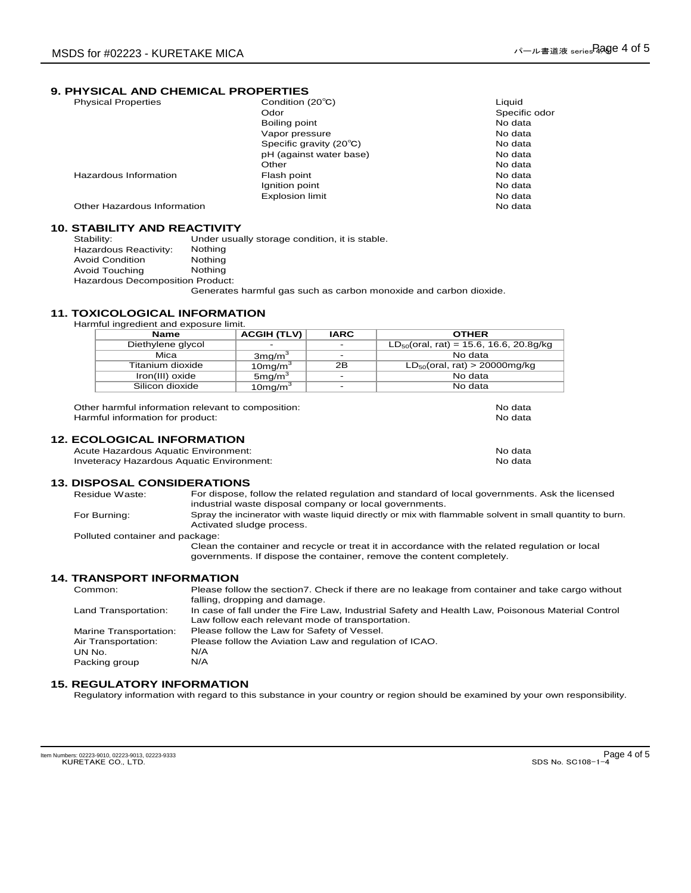## 9. PHYSICAL AND CHEMICAL PROPERTIES

| | | |
|---|---|---|
| Physical Properties | Condition (20℃) | Liquid |
| | Odor | Specific odor |
| | Boiling point | No data |
| | Vapor pressure | No data |
| | Specific gravity (20℃) | No data |
| | pH (against water base) | No data |
| | Other | No data |
| Hazardous Information | Flash point | No data |
| | Ignition point | No data |
| | Explosion limit | No data |
| Other Hazardous Information | | No data |

## 10. STABILITY AND REACTIVITY

Stability: Under usually storage condition, it is stable.
Hazardous Reactivity: Nothing
Avoid Condition Nothing
Avoid Touching Nothing
Hazardous Decomposition Product:
Generates harmful gas such as carbon monoxide and carbon dioxide.

## 11. TOXICOLOGICAL INFORMATION

Harmful ingredient and exposure limit.

| Name | ACGIH (TLV) | IARC | OTHER |
|---|---|---|---|
| Diethylene glycol | - | - | $LD_{50}$(oral, rat) = 15.6, 16.6, 20.8g/kg |
| Mica | $3mg/m^3$ | - | No data |
| Titanium dioxide | $10mg/m^3$ | 2B | $LD_{50}$(oral, rat) > 20000mg/kg |
| Iron(III) oxide | $5mg/m^3$ | - | No data |
| Silicon dioxide | $10mg/m^3$ | - | No data |

Other harmful information relevant to composition: No data
Harmful information for product: No data

## 12. ECOLOGICAL INFORMATION

Acute Hazardous Aquatic Environment: No data
Inveteracy Hazardous Aquatic Environment: No data

## 13. DISPOSAL CONSIDERATIONS

Residue Waste: For dispose, follow the related regulation and standard of local governments. Ask the licensed industrial waste disposal company or local governments.

For Burning: Spray the incinerator with waste liquid directly or mix with flammable solvent in small quantity to burn. Activated sludge process.

Polluted container and package:
Clean the container and recycle or treat it in accordance with the related regulation or local governments. If dispose the container, remove the content completely.

## 14. TRANSPORT INFORMATION

Common: Please follow the section7. Check if there are no leakage from container and take cargo without falling, dropping and damage.

Land Transportation: In case of fall under the Fire Law, Industrial Safety and Health Law, Poisonous Material Control Law follow each relevant mode of transportation.

Marine Transportation: Please follow the Law for Safety of Vessel.
Air Transportation: Please follow the Aviation Law and regulation of ICAO.
UN No. N/A
Packing group N/A

## 15. REGULATORY INFORMATION

Regulatory information with regard to this substance in your country or region should be examined by your own responsibility.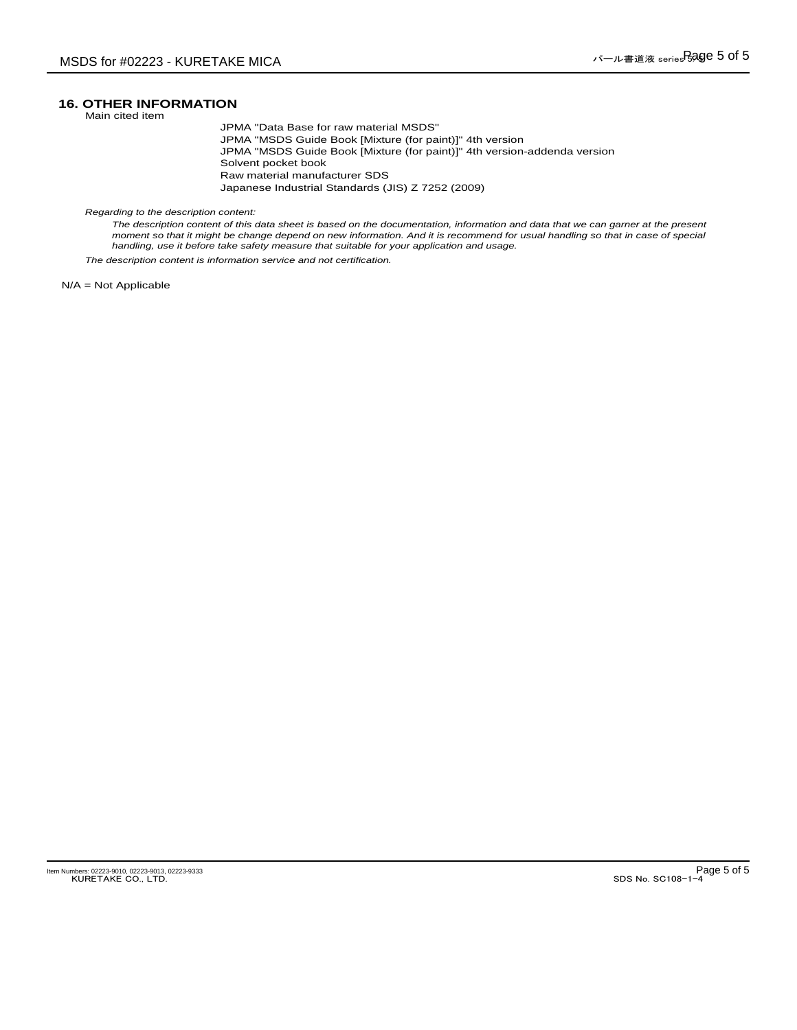## 16. OTHER INFORMATION

Main cited item

JPMA "Data Base for raw material MSDS"
JPMA "MSDS Guide Book [Mixture (for paint)]" 4th version
JPMA "MSDS Guide Book [Mixture (for paint)]" 4th version-addenda version
Solvent pocket book
Raw material manufacturer SDS
Japanese Industrial Standards (JIS) Z 7252 (2009)

*Regarding to the description content:*

*The description content of this data sheet is based on the documentation, information and data that we can garner at the present moment so that it might be change depend on new information. And it is recommend for usual handling so that in case of special handling, use it before take safety measure that suitable for your application and usage.*

*The description content is information service and not certification.*

N/A = Not Applicable